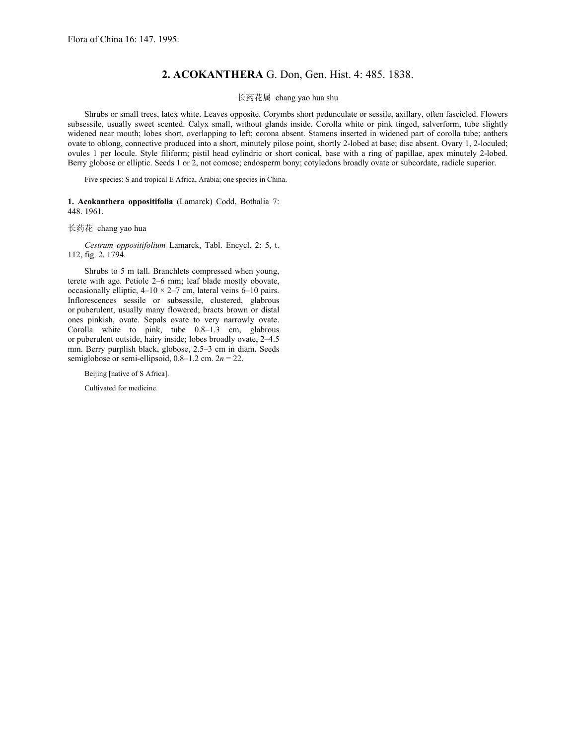Flora of China 16: 147. 1995.

## 2. ACOKANTHERA G. Don, Gen. Hist. 4: 485. 1838.

长药花属 chang yao hua shu

Shrubs or small trees, latex white. Leaves opposite. Corymbs short pedunculate or sessile, axillary, often fascicled. Flowers subsessile, usually sweet scented. Calyx small, without glands inside. Corolla white or pink tinged, salverform, tube slightly widened near mouth; lobes short, overlapping to left; corona absent. Stamens inserted in widened part of corolla tube; anthers ovate to oblong, connective produced into a short, minutely pilose point, shortly 2-lobed at base; disc absent. Ovary 1, 2-loculed; ovules 1 per locule. Style filiform; pistil head cylindric or short conical, base with a ring of papillae, apex minutely 2-lobed. Berry globose or elliptic. Seeds 1 or 2, not comose; endosperm bony; cotyledons broadly ovate or subcordate, radicle superior.

Five species: S and tropical E Africa, Arabia; one species in China.

**1. Acokanthera oppositifolia** (Lamarck) Codd, Bothalia 7: 448. 1961.

长药花 chang yao hua

*Cestrum oppositifolium* Lamarck, Tabl. Encycl. 2: 5, t. 112, fig. 2. 1794.

Shrubs to 5 m tall. Branchlets compressed when young, terete with age. Petiole 2–6 mm; leaf blade mostly obovate, occasionally elliptic, 4–10 × 2–7 cm, lateral veins 6–10 pairs. Inflorescences sessile or subsessile, clustered, glabrous or puberulent, usually many flowered; bracts brown or distal ones pinkish, ovate. Sepals ovate to very narrowly ovate. Corolla white to pink, tube 0.8–1.3 cm, glabrous or puberulent outside, hairy inside; lobes broadly ovate, 2–4.5 mm. Berry purplish black, globose, 2.5–3 cm in diam. Seeds semiglobose or semi-ellipsoid, 0.8–1.2 cm. $2n = 22$.

Beijing [native of S Africa].

Cultivated for medicine.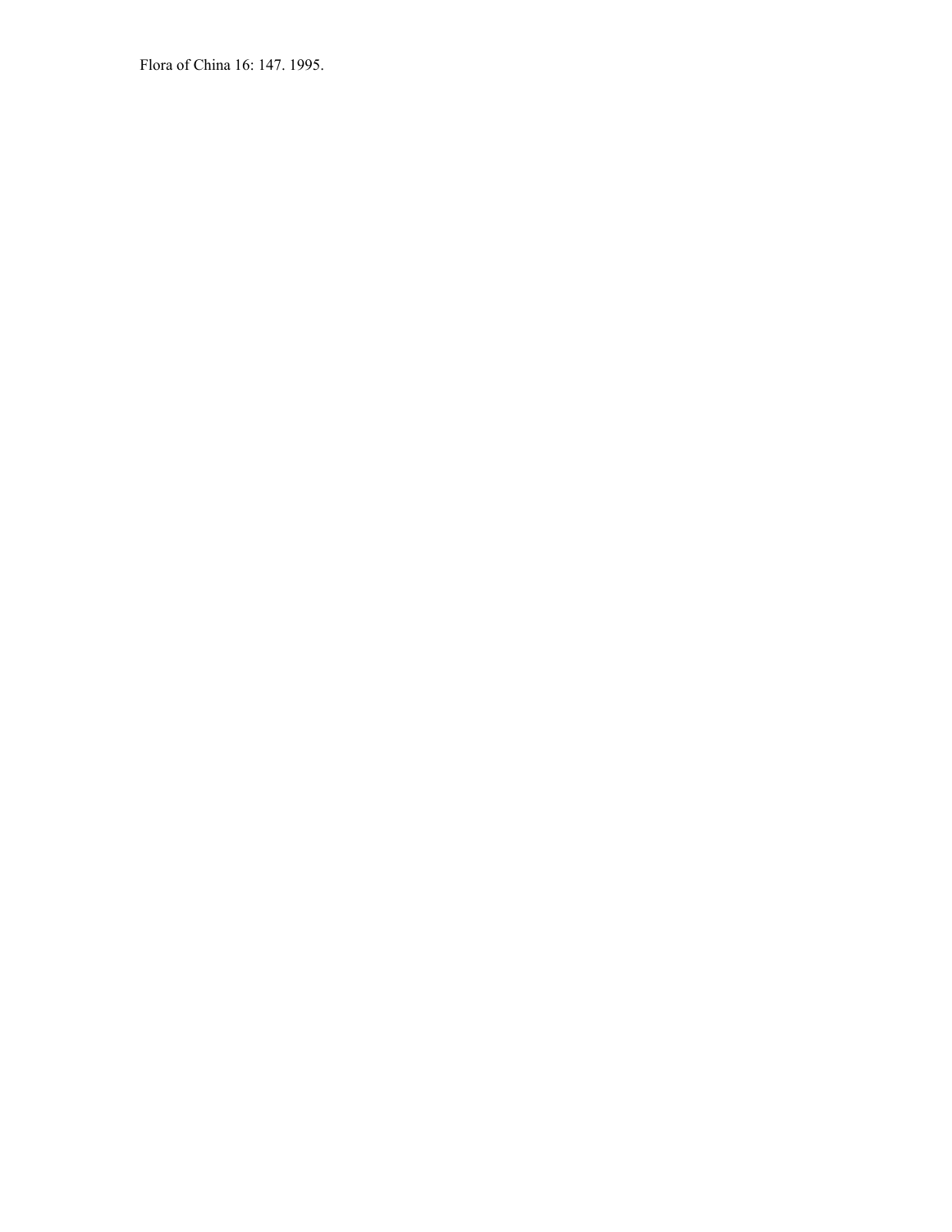Flora of China 16: 147. 1995.